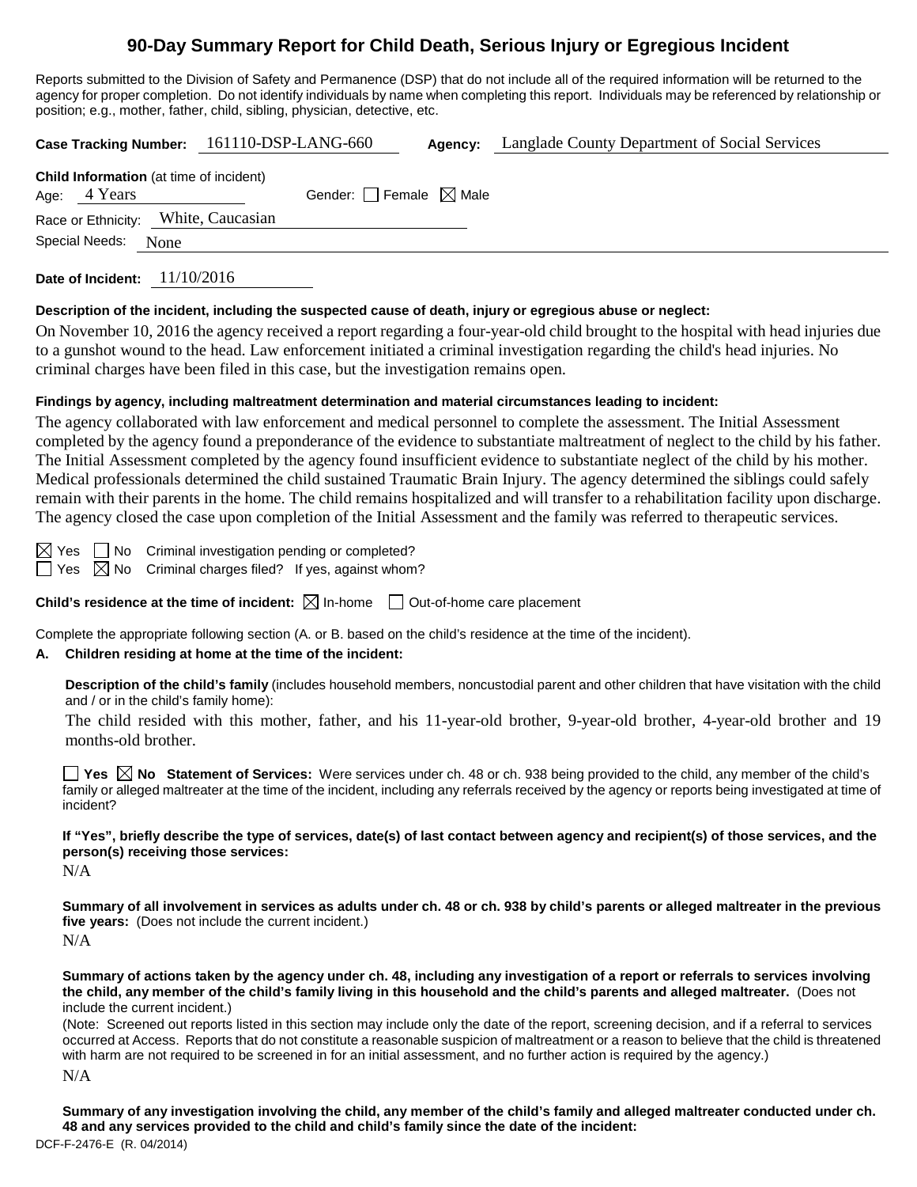# 90-Day Summary Report for Child Death, Serious Injury or Egregious Incident

Reports submitted to the Division of Safety and Permanence (DSP) that do not include all of the required information will be returned to the agency for proper completion. Do not identify individuals by name when completing this report. Individuals may be referenced by relationship or position; e.g., mother, father, child, sibling, physician, detective, etc.

**Case Tracking Number:** 161110-DSP-LANG-660 **Agency:** Langlade County Department of Social Services

**Child Information** (at time of incident)
Age: 4 Years Gender: ☐ Female ☒ Male
Race or Ethnicity: White, Caucasian
Special Needs: None

**Date of Incident:** 11/10/2016

**Description of the incident, including the suspected cause of death, injury or egregious abuse or neglect:**

On November 10, 2016 the agency received a report regarding a four-year-old child brought to the hospital with head injuries due to a gunshot wound to the head. Law enforcement initiated a criminal investigation regarding the child's head injuries. No criminal charges have been filed in this case, but the investigation remains open.

**Findings by agency, including maltreatment determination and material circumstances leading to incident:**

The agency collaborated with law enforcement and medical personnel to complete the assessment. The Initial Assessment completed by the agency found a preponderance of the evidence to substantiate maltreatment of neglect to the child by his father. The Initial Assessment completed by the agency found insufficient evidence to substantiate neglect of the child by his mother. Medical professionals determined the child sustained Traumatic Brain Injury. The agency determined the siblings could safely remain with their parents in the home. The child remains hospitalized and will transfer to a rehabilitation facility upon discharge. The agency closed the case upon completion of the Initial Assessment and the family was referred to therapeutic services.

☒ Yes ☐ No Criminal investigation pending or completed?
☐ Yes ☒ No Criminal charges filed? If yes, against whom?

**Child's residence at the time of incident:** ☒ In-home ☐ Out-of-home care placement

Complete the appropriate following section (A. or B. based on the child's residence at the time of the incident).

**A. Children residing at home at the time of the incident:**

**Description of the child's family** (includes household members, noncustodial parent and other children that have visitation with the child and / or in the child's family home):

The child resided with this mother, father, and his 11-year-old brother, 9-year-old brother, 4-year-old brother and 19 months-old brother.

☐ **Yes** ☒ **No Statement of Services:** Were services under ch. 48 or ch. 938 being provided to the child, any member of the child's family or alleged maltreater at the time of the incident, including any referrals received by the agency or reports being investigated at time of incident?

**If "Yes", briefly describe the type of services, date(s) of last contact between agency and recipient(s) of those services, and the person(s) receiving those services:**

N/A

**Summary of all involvement in services as adults under ch. 48 or ch. 938 by child's parents or alleged maltreater in the previous five years:** (Does not include the current incident.)

N/A

**Summary of actions taken by the agency under ch. 48, including any investigation of a report or referrals to services involving the child, any member of the child's family living in this household and the child's parents and alleged maltreater.** (Does not include the current incident.)

(Note: Screened out reports listed in this section may include only the date of the report, screening decision, and if a referral to services occurred at Access. Reports that do not constitute a reasonable suspicion of maltreatment or a reason to believe that the child is threatened with harm are not required to be screened in for an initial assessment, and no further action is required by the agency.)

N/A

**Summary of any investigation involving the child, any member of the child's family and alleged maltreater conducted under ch. 48 and any services provided to the child and child's family since the date of the incident:**

DCF-F-2476-E (R. 04/2014)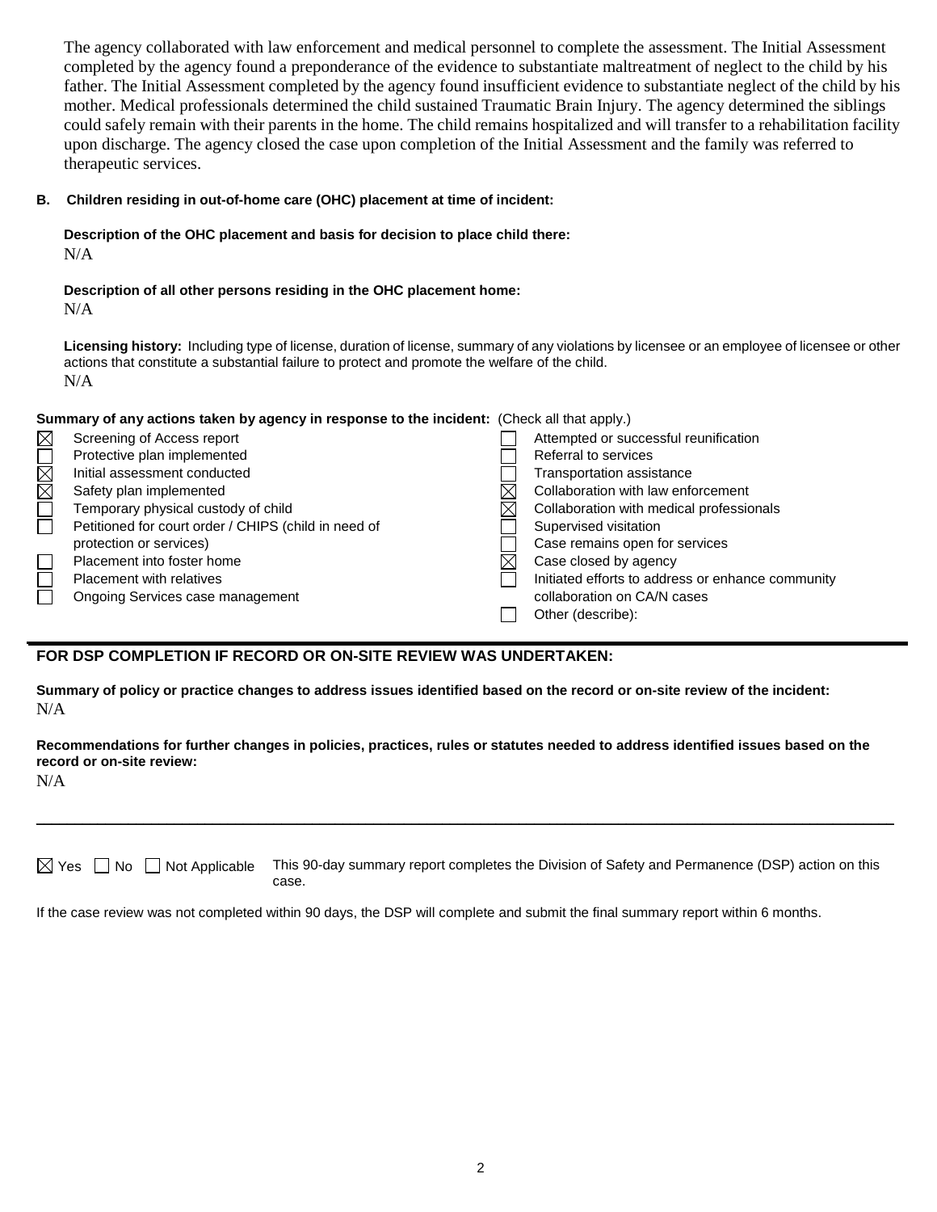The agency collaborated with law enforcement and medical personnel to complete the assessment. The Initial Assessment completed by the agency found a preponderance of the evidence to substantiate maltreatment of neglect to the child by his father. The Initial Assessment completed by the agency found insufficient evidence to substantiate neglect of the child by his mother. Medical professionals determined the child sustained Traumatic Brain Injury. The agency determined the siblings could safely remain with their parents in the home. The child remains hospitalized and will transfer to a rehabilitation facility upon discharge. The agency closed the case upon completion of the Initial Assessment and the family was referred to therapeutic services.

**B. Children residing in out-of-home care (OHC) placement at time of incident:**

**Description of the OHC placement and basis for decision to place child there:**
N/A

**Description of all other persons residing in the OHC placement home:**
N/A

**Licensing history:** Including type of license, duration of license, summary of any violations by licensee or an employee of licensee or other actions that constitute a substantial failure to protect and promote the welfare of the child.
N/A

**Summary of any actions taken by agency in response to the incident:** (Check all that apply.)

- ☒ Screening of Access report
- ☐ Protective plan implemented
- ☒ Initial assessment conducted
- ☒ Safety plan implemented
- ☐ Temporary physical custody of child
- ☐ Petitioned for court order / CHIPS (child in need of protection or services)
- ☐ Placement into foster home
- ☐ Placement with relatives
- ☐ Ongoing Services case management
- ☐ Attempted or successful reunification
- ☐ Referral to services
- ☐ Transportation assistance
- ☒ Collaboration with law enforcement
- ☒ Collaboration with medical professionals
- ☐ Supervised visitation
- ☐ Case remains open for services
- ☒ Case closed by agency
- ☐ Initiated efforts to address or enhance community collaboration on CA/N cases
- ☐ Other (describe):

## FOR DSP COMPLETION IF RECORD OR ON-SITE REVIEW WAS UNDERTAKEN:

**Summary of policy or practice changes to address issues identified based on the record or on-site review of the incident:**
N/A

**Recommendations for further changes in policies, practices, rules or statutes needed to address identified issues based on the record or on-site review:**
N/A

☒ Yes ☐ No ☐ Not Applicable This 90-day summary report completes the Division of Safety and Permanence (DSP) action on this case.

If the case review was not completed within 90 days, the DSP will complete and submit the final summary report within 6 months.